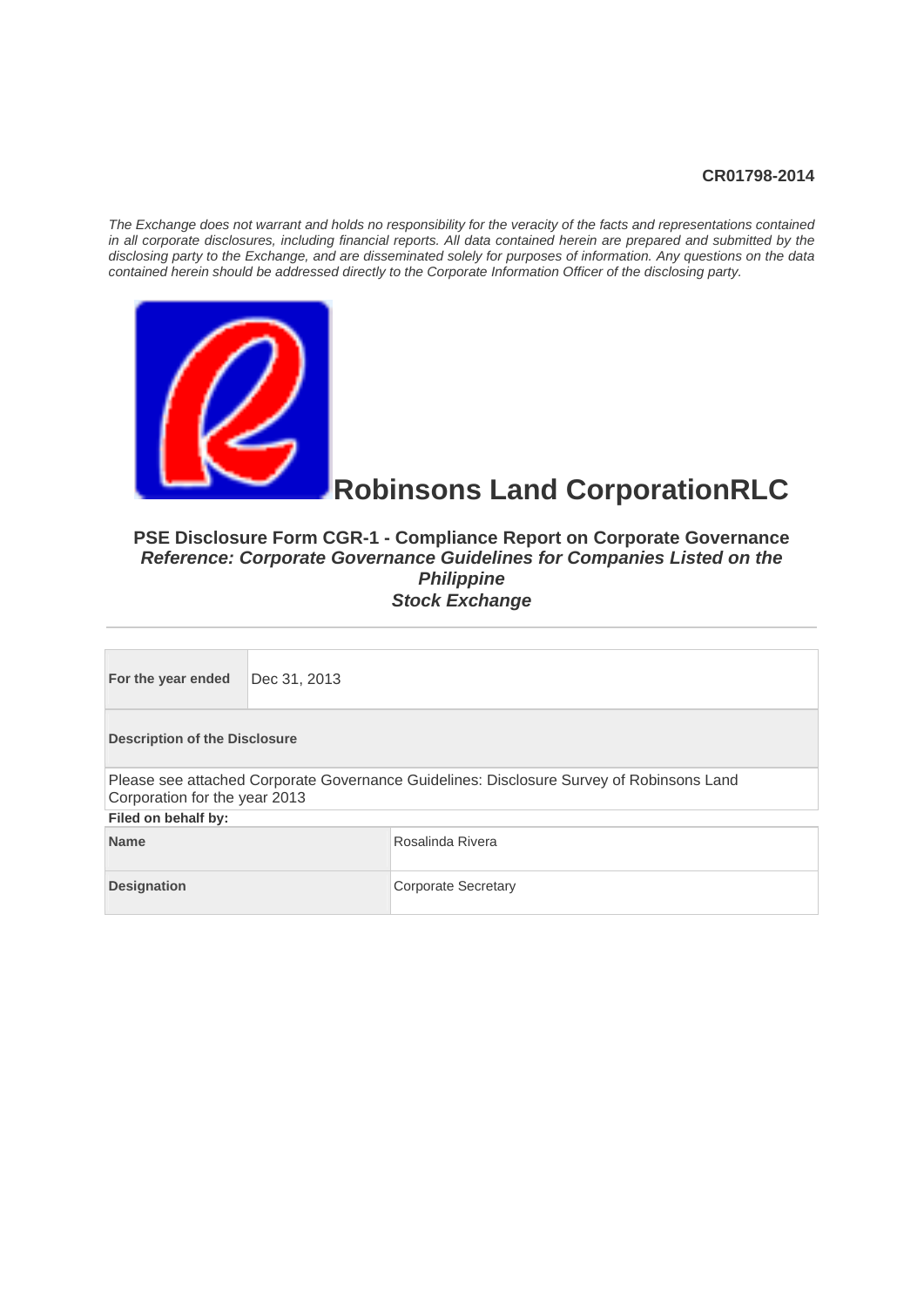**CR01798-2014**

*The Exchange does not warrant and holds no responsibility for the veracity of the facts and representations contained in all corporate disclosures, including financial reports. All data contained herein are prepared and submitted by the disclosing party to the Exchange, and are disseminated solely for purposes of information. Any questions on the data contained herein should be addressed directly to the Corporate Information Officer of the disclosing party.*

# Robinsons Land CorporationRLC

## PSE Disclosure Form CGR-1 - Compliance Report on Corporate Governance
### *Reference: Corporate Governance Guidelines for Companies Listed on the Philippine Stock Exchange*

| **For the year ended** | Dec 31, 2013 |
|---|---|

**Description of the Disclosure**

Please see attached Corporate Governance Guidelines: Disclosure Survey of Robinsons Land Corporation for the year 2013

**Filed on behalf by:**

| **Name** | Rosalinda Rivera |
|---|---|
| **Designation** | Corporate Secretary |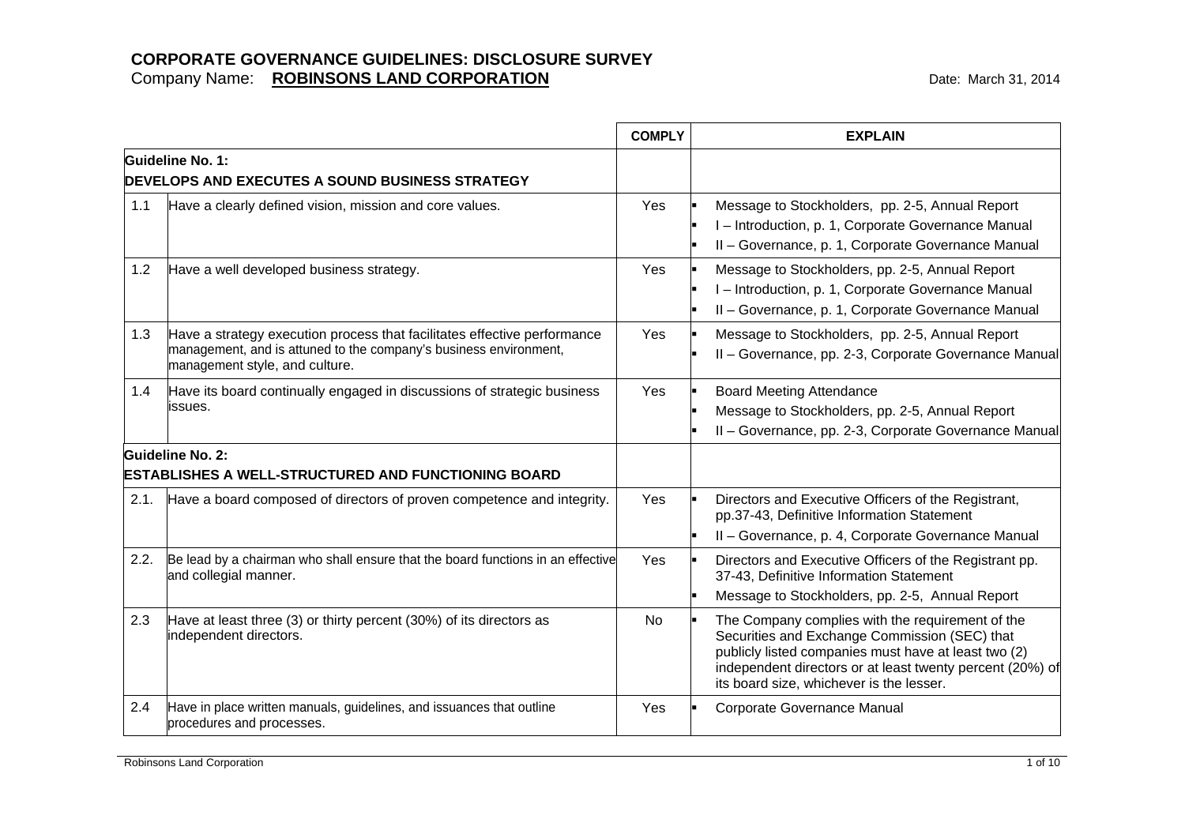# CORPORATE GOVERNANCE GUIDELINES: DISCLOSURE SURVEY

Company Name: **ROBINSONS LAND CORPORATION**

Date: March 31, 2014

| | | COMPLY | EXPLAIN |
|---|---|---|---|
| **Guideline No. 1: DEVELOPS AND EXECUTES A SOUND BUSINESS STRATEGY** | | | |
| 1.1 | Have a clearly defined vision, mission and core values. | Yes | ▪ Message to Stockholders, pp. 2-5, Annual Report<br>▪ I – Introduction, p. 1, Corporate Governance Manual<br>▪ II – Governance, p. 1, Corporate Governance Manual |
| 1.2 | Have a well developed business strategy. | Yes | ▪ Message to Stockholders, pp. 2-5, Annual Report<br>▪ I – Introduction, p. 1, Corporate Governance Manual<br>▪ II – Governance, p. 1, Corporate Governance Manual |
| 1.3 | Have a strategy execution process that facilitates effective performance management, and is attuned to the company's business environment, management style, and culture. | Yes | ▪ Message to Stockholders, pp. 2-5, Annual Report<br>▪ II – Governance, pp. 2-3, Corporate Governance Manual |
| 1.4 | Have its board continually engaged in discussions of strategic business issues. | Yes | ▪ Board Meeting Attendance<br>▪ Message to Stockholders, pp. 2-5, Annual Report<br>▪ II – Governance, pp. 2-3, Corporate Governance Manual |
| **Guideline No. 2: ESTABLISHES A WELL-STRUCTURED AND FUNCTIONING BOARD** | | | |
| 2.1. | Have a board composed of directors of proven competence and integrity. | Yes | ▪ Directors and Executive Officers of the Registrant, pp.37-43, Definitive Information Statement<br>▪ II – Governance, p. 4, Corporate Governance Manual |
| 2.2. | Be lead by a chairman who shall ensure that the board functions in an effective and collegial manner. | Yes | ▪ Directors and Executive Officers of the Registrant pp. 37-43, Definitive Information Statement<br>▪ Message to Stockholders, pp. 2-5, Annual Report |
| 2.3 | Have at least three (3) or thirty percent (30%) of its directors as independent directors. | No | ▪ The Company complies with the requirement of the Securities and Exchange Commission (SEC) that publicly listed companies must have at least two (2) independent directors or at least twenty percent (20%) of its board size, whichever is the lesser. |
| 2.4 | Have in place written manuals, guidelines, and issuances that outline procedures and processes. | Yes | ▪ Corporate Governance Manual |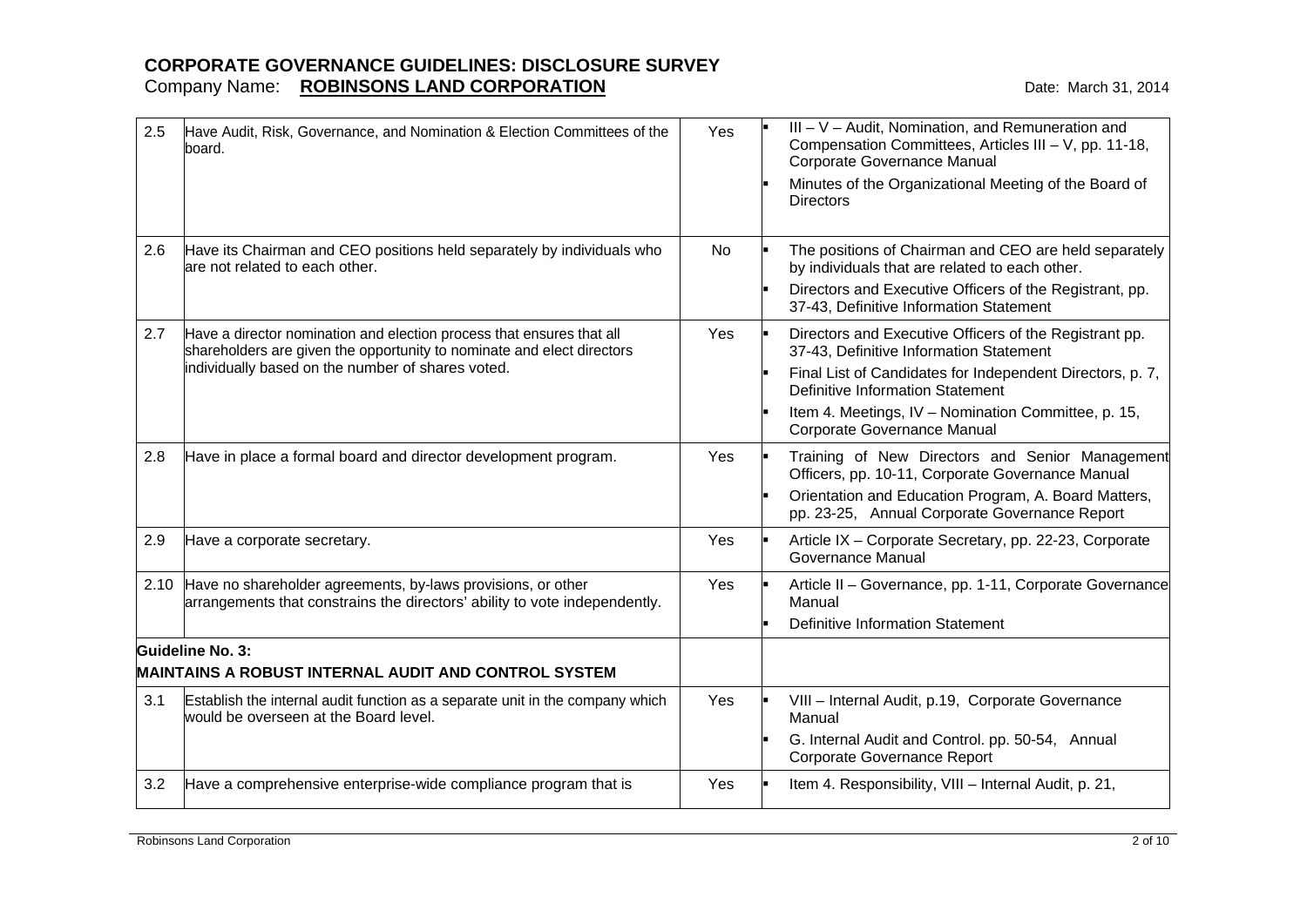# CORPORATE GOVERNANCE GUIDELINES: DISCLOSURE SURVEY

Company Name: **ROBINSONS LAND CORPORATION** Date: March 31, 2014

| | | | |
|---|---|---|---|
| 2.5 | Have Audit, Risk, Governance, and Nomination & Election Committees of the board. | Yes | ▪ III – V – Audit, Nomination, and Remuneration and Compensation Committees, Articles III – V, pp. 11-18, Corporate Governance Manual<br>▪ Minutes of the Organizational Meeting of the Board of Directors |
| 2.6 | Have its Chairman and CEO positions held separately by individuals who are not related to each other. | No | ▪ The positions of Chairman and CEO are held separately by individuals that are related to each other.<br>▪ Directors and Executive Officers of the Registrant, pp. 37-43, Definitive Information Statement |
| 2.7 | Have a director nomination and election process that ensures that all shareholders are given the opportunity to nominate and elect directors individually based on the number of shares voted. | Yes | ▪ Directors and Executive Officers of the Registrant pp. 37-43, Definitive Information Statement<br>▪ Final List of Candidates for Independent Directors, p. 7, Definitive Information Statement<br>▪ Item 4. Meetings, IV – Nomination Committee, p. 15, Corporate Governance Manual |
| 2.8 | Have in place a formal board and director development program. | Yes | ▪ Training of New Directors and Senior Management Officers, pp. 10-11, Corporate Governance Manual<br>▪ Orientation and Education Program, A. Board Matters, pp. 23-25, Annual Corporate Governance Report |
| 2.9 | Have a corporate secretary. | Yes | ▪ Article IX – Corporate Secretary, pp. 22-23, Corporate Governance Manual |
| 2.10 | Have no shareholder agreements, by-laws provisions, or other arrangements that constrains the directors' ability to vote independently. | Yes | ▪ Article II – Governance, pp. 1-11, Corporate Governance Manual<br>▪ Definitive Information Statement |
| **Guideline No. 3:<br>MAINTAINS A ROBUST INTERNAL AUDIT AND CONTROL SYSTEM** | | | |
| 3.1 | Establish the internal audit function as a separate unit in the company which would be overseen at the Board level. | Yes | ▪ VIII – Internal Audit, p.19, Corporate Governance Manual<br>▪ G. Internal Audit and Control. pp. 50-54, Annual Corporate Governance Report |
| 3.2 | Have a comprehensive enterprise-wide compliance program that is | Yes | ▪ Item 4. Responsibility, VIII – Internal Audit, p. 21, |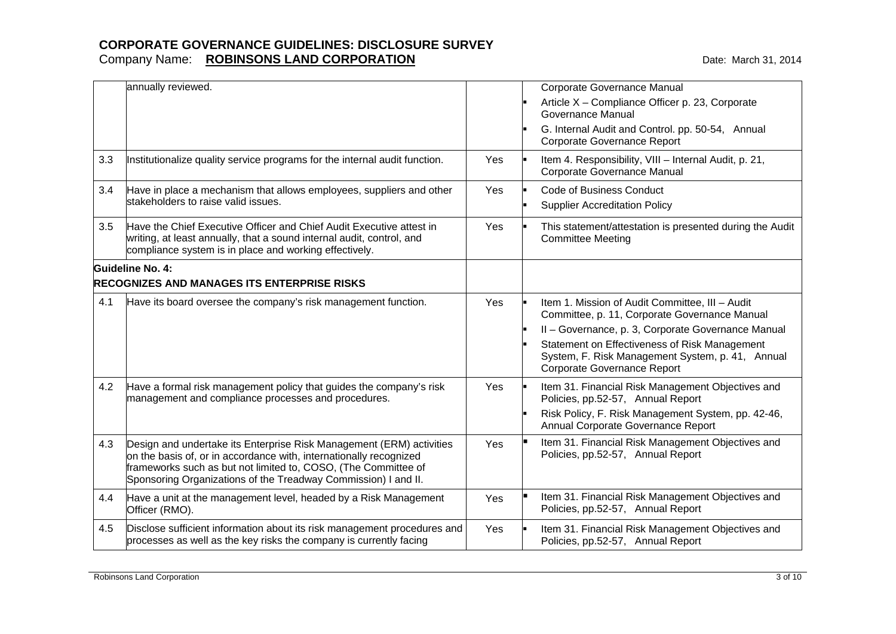# CORPORATE GOVERNANCE GUIDELINES: DISCLOSURE SURVEY

Company Name: **ROBINSONS LAND CORPORATION** Date: March 31, 2014

| | | | |
|---|---|---|---|
| | annually reviewed. | | Corporate Governance Manual<br>▪ Article X – Compliance Officer p. 23, Corporate Governance Manual<br>▪ G. Internal Audit and Control. pp. 50-54, Annual Corporate Governance Report |
| 3.3 | Institutionalize quality service programs for the internal audit function. | Yes | ▪ Item 4. Responsibility, VIII – Internal Audit, p. 21, Corporate Governance Manual |
| 3.4 | Have in place a mechanism that allows employees, suppliers and other stakeholders to raise valid issues. | Yes | ▪ Code of Business Conduct<br>▪ Supplier Accreditation Policy |
| 3.5 | Have the Chief Executive Officer and Chief Audit Executive attest in writing, at least annually, that a sound internal audit, control, and compliance system is in place and working effectively. | Yes | ▪ This statement/attestation is presented during the Audit Committee Meeting |
| **Guideline No. 4:**<br>**RECOGNIZES AND MANAGES ITS ENTERPRISE RISKS** | | | |
| 4.1 | Have its board oversee the company's risk management function. | Yes | ▪ Item 1. Mission of Audit Committee, III – Audit Committee, p. 11, Corporate Governance Manual<br>▪ II – Governance, p. 3, Corporate Governance Manual<br>▪ Statement on Effectiveness of Risk Management System, F. Risk Management System, p. 41, Annual Corporate Governance Report |
| 4.2 | Have a formal risk management policy that guides the company's risk management and compliance processes and procedures. | Yes | ▪ Item 31. Financial Risk Management Objectives and Policies, pp.52-57, Annual Report<br>▪ Risk Policy, F. Risk Management System, pp. 42-46, Annual Corporate Governance Report |
| 4.3 | Design and undertake its Enterprise Risk Management (ERM) activities on the basis of, or in accordance with, internationally recognized frameworks such as but not limited to, COSO, (The Committee of Sponsoring Organizations of the Treadway Commission) I and II. | Yes | ▪ Item 31. Financial Risk Management Objectives and Policies, pp.52-57, Annual Report |
| 4.4 | Have a unit at the management level, headed by a Risk Management Officer (RMO). | Yes | ▪ Item 31. Financial Risk Management Objectives and Policies, pp.52-57, Annual Report |
| 4.5 | Disclose sufficient information about its risk management procedures and processes as well as the key risks the company is currently facing | Yes | ▪ Item 31. Financial Risk Management Objectives and Policies, pp.52-57, Annual Report |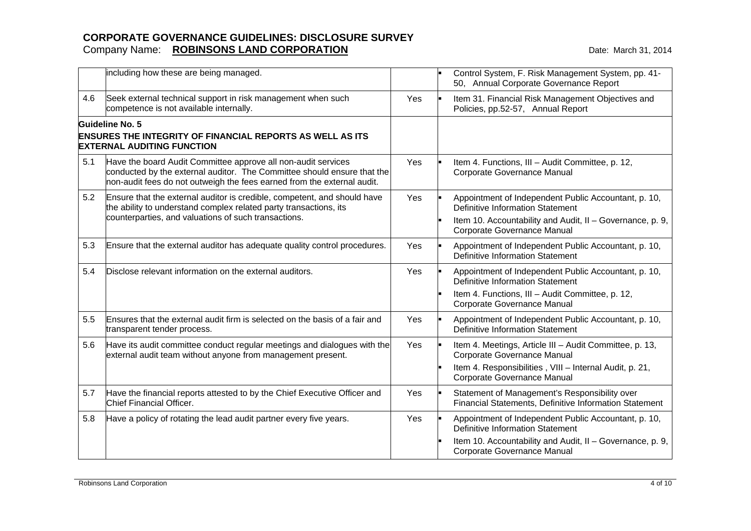# CORPORATE GOVERNANCE GUIDELINES: DISCLOSURE SURVEY

Company Name: **ROBINSONS LAND CORPORATION** Date: March 31, 2014

| | | | |
|---|---|---|---|
| | including how these are being managed. | | ▪ Control System, F. Risk Management System, pp. 41-50, Annual Corporate Governance Report |
| 4.6 | Seek external technical support in risk management when such competence is not available internally. | Yes | ▪ Item 31. Financial Risk Management Objectives and Policies, pp.52-57, Annual Report |
| **Guideline No. 5**<br>**ENSURES THE INTEGRITY OF FINANCIAL REPORTS AS WELL AS ITS EXTERNAL AUDITING FUNCTION** | | | |
| 5.1 | Have the board Audit Committee approve all non-audit services conducted by the external auditor. The Committee should ensure that the non-audit fees do not outweigh the fees earned from the external audit. | Yes | ▪ Item 4. Functions, III – Audit Committee, p. 12, Corporate Governance Manual |
| 5.2 | Ensure that the external auditor is credible, competent, and should have the ability to understand complex related party transactions, its counterparties, and valuations of such transactions. | Yes | ▪ Appointment of Independent Public Accountant, p. 10, Definitive Information Statement<br>▪ Item 10. Accountability and Audit, II – Governance, p. 9, Corporate Governance Manual |
| 5.3 | Ensure that the external auditor has adequate quality control procedures. | Yes | ▪ Appointment of Independent Public Accountant, p. 10, Definitive Information Statement |
| 5.4 | Disclose relevant information on the external auditors. | Yes | ▪ Appointment of Independent Public Accountant, p. 10, Definitive Information Statement<br>▪ Item 4. Functions, III – Audit Committee, p. 12, Corporate Governance Manual |
| 5.5 | Ensures that the external audit firm is selected on the basis of a fair and transparent tender process. | Yes | ▪ Appointment of Independent Public Accountant, p. 10, Definitive Information Statement |
| 5.6 | Have its audit committee conduct regular meetings and dialogues with the external audit team without anyone from management present. | Yes | ▪ Item 4. Meetings, Article III – Audit Committee, p. 13, Corporate Governance Manual<br>▪ Item 4. Responsibilities , VIII – Internal Audit, p. 21, Corporate Governance Manual |
| 5.7 | Have the financial reports attested to by the Chief Executive Officer and Chief Financial Officer. | Yes | ▪ Statement of Management's Responsibility over Financial Statements, Definitive Information Statement |
| 5.8 | Have a policy of rotating the lead audit partner every five years. | Yes | ▪ Appointment of Independent Public Accountant, p. 10, Definitive Information Statement<br>▪ Item 10. Accountability and Audit, II – Governance, p. 9, Corporate Governance Manual |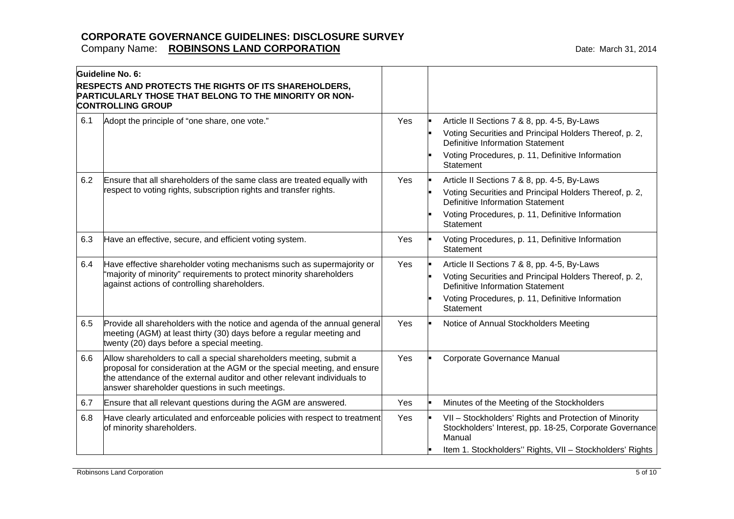# CORPORATE GOVERNANCE GUIDELINES: DISCLOSURE SURVEY

Company Name: **ROBINSONS LAND CORPORATION**

Date: March 31, 2014

| **Guideline No. 6: RESPECTS AND PROTECTS THE RIGHTS OF ITS SHAREHOLDERS, PARTICULARLY THOSE THAT BELONG TO THE MINORITY OR NON-CONTROLLING GROUP** | | | |
|---|---|---|---|
| 6.1 | Adopt the principle of "one share, one vote." | Yes | ▪ Article II Sections 7 & 8, pp. 4-5, By-Laws<br>▪ Voting Securities and Principal Holders Thereof, p. 2, Definitive Information Statement<br>▪ Voting Procedures, p. 11, Definitive Information Statement |
| 6.2 | Ensure that all shareholders of the same class are treated equally with respect to voting rights, subscription rights and transfer rights. | Yes | ▪ Article II Sections 7 & 8, pp. 4-5, By-Laws<br>▪ Voting Securities and Principal Holders Thereof, p. 2, Definitive Information Statement<br>▪ Voting Procedures, p. 11, Definitive Information Statement |
| 6.3 | Have an effective, secure, and efficient voting system. | Yes | ▪ Voting Procedures, p. 11, Definitive Information Statement |
| 6.4 | Have effective shareholder voting mechanisms such as supermajority or "majority of minority" requirements to protect minority shareholders against actions of controlling shareholders. | Yes | ▪ Article II Sections 7 & 8, pp. 4-5, By-Laws<br>▪ Voting Securities and Principal Holders Thereof, p. 2, Definitive Information Statement<br>▪ Voting Procedures, p. 11, Definitive Information Statement |
| 6.5 | Provide all shareholders with the notice and agenda of the annual general meeting (AGM) at least thirty (30) days before a regular meeting and twenty (20) days before a special meeting. | Yes | ▪ Notice of Annual Stockholders Meeting |
| 6.6 | Allow shareholders to call a special shareholders meeting, submit a proposal for consideration at the AGM or the special meeting, and ensure the attendance of the external auditor and other relevant individuals to answer shareholder questions in such meetings. | Yes | ▪ Corporate Governance Manual |
| 6.7 | Ensure that all relevant questions during the AGM are answered. | Yes | ▪ Minutes of the Meeting of the Stockholders |
| 6.8 | Have clearly articulated and enforceable policies with respect to treatment of minority shareholders. | Yes | ▪ VII – Stockholders' Rights and Protection of Minority Stockholders' Interest, pp. 18-25, Corporate Governance Manual<br>▪ Item 1. Stockholders'' Rights, VII – Stockholders' Rights |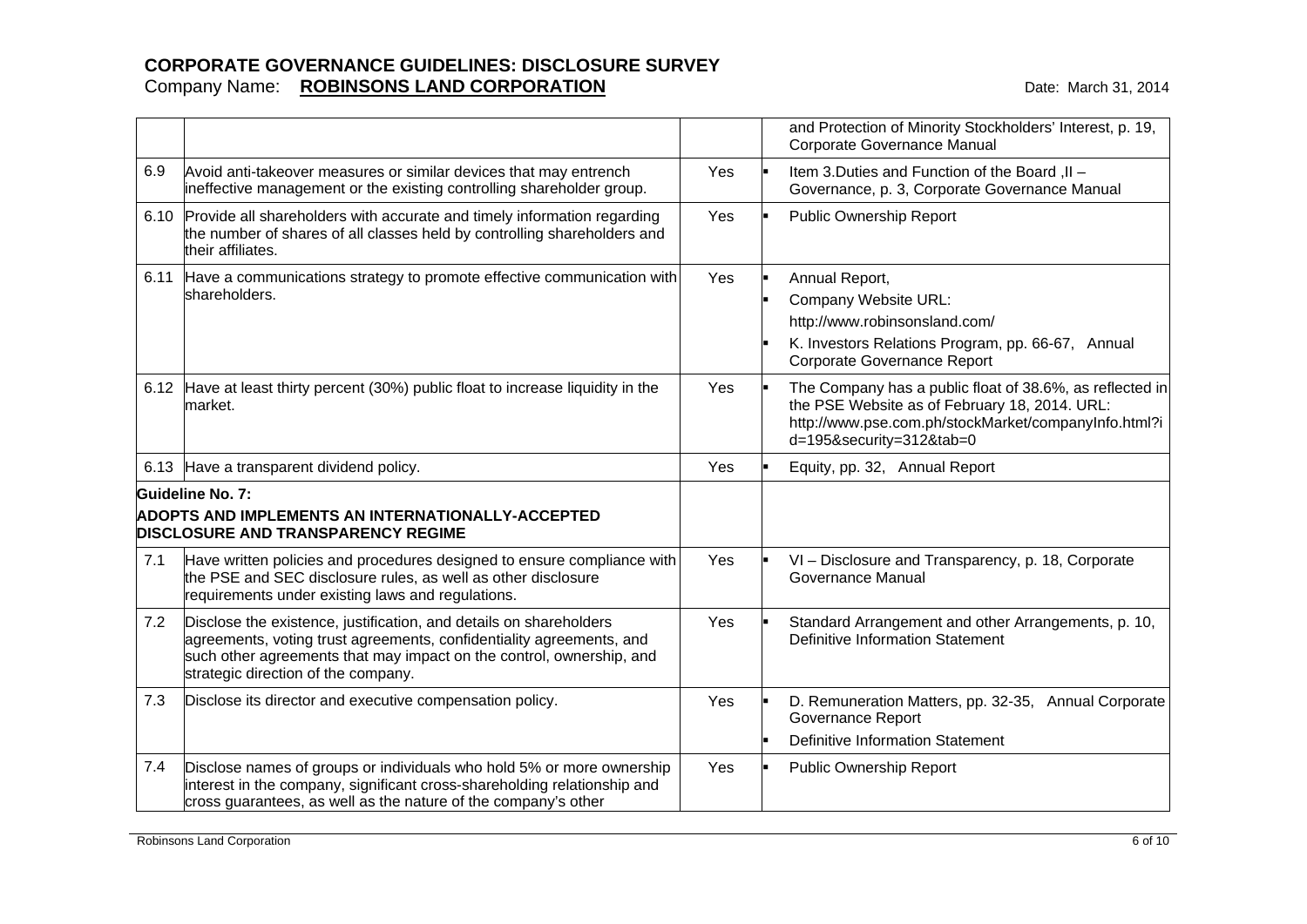# CORPORATE GOVERNANCE GUIDELINES: DISCLOSURE SURVEY

Company Name: **ROBINSONS LAND CORPORATION** Date: March 31, 2014

| | | | |
|---|---|---|---|
| | | | and Protection of Minority Stockholders' Interest, p. 19, Corporate Governance Manual |
| 6.9 | Avoid anti-takeover measures or similar devices that may entrench ineffective management or the existing controlling shareholder group. | Yes | ▪ Item 3.Duties and Function of the Board ,II – Governance, p. 3, Corporate Governance Manual |
| 6.10 | Provide all shareholders with accurate and timely information regarding the number of shares of all classes held by controlling shareholders and their affiliates. | Yes | ▪ Public Ownership Report |
| 6.11 | Have a communications strategy to promote effective communication with shareholders. | Yes | ▪ Annual Report,<br>▪ Company Website URL:<br>http://www.robinsonsland.com/<br>▪ K. Investors Relations Program, pp. 66-67, Annual Corporate Governance Report |
| 6.12 | Have at least thirty percent (30%) public float to increase liquidity in the market. | Yes | ▪ The Company has a public float of 38.6%, as reflected in the PSE Website as of February 18, 2014. URL: http://www.pse.com.ph/stockMarket/companyInfo.html?id=195&security=312&tab=0 |
| 6.13 | Have a transparent dividend policy. | Yes | ▪ Equity, pp. 32, Annual Report |
| **Guideline No. 7:**<br>**ADOPTS AND IMPLEMENTS AN INTERNATIONALLY-ACCEPTED DISCLOSURE AND TRANSPARENCY REGIME** | | | |
| 7.1 | Have written policies and procedures designed to ensure compliance with the PSE and SEC disclosure rules, as well as other disclosure requirements under existing laws and regulations. | Yes | ▪ VI – Disclosure and Transparency, p. 18, Corporate Governance Manual |
| 7.2 | Disclose the existence, justification, and details on shareholders agreements, voting trust agreements, confidentiality agreements, and such other agreements that may impact on the control, ownership, and strategic direction of the company. | Yes | ▪ Standard Arrangement and other Arrangements, p. 10, Definitive Information Statement |
| 7.3 | Disclose its director and executive compensation policy. | Yes | ▪ D. Remuneration Matters, pp. 32-35, Annual Corporate Governance Report<br>▪ Definitive Information Statement |
| 7.4 | Disclose names of groups or individuals who hold 5% or more ownership interest in the company, significant cross-shareholding relationship and cross guarantees, as well as the nature of the company's other | Yes | ▪ Public Ownership Report |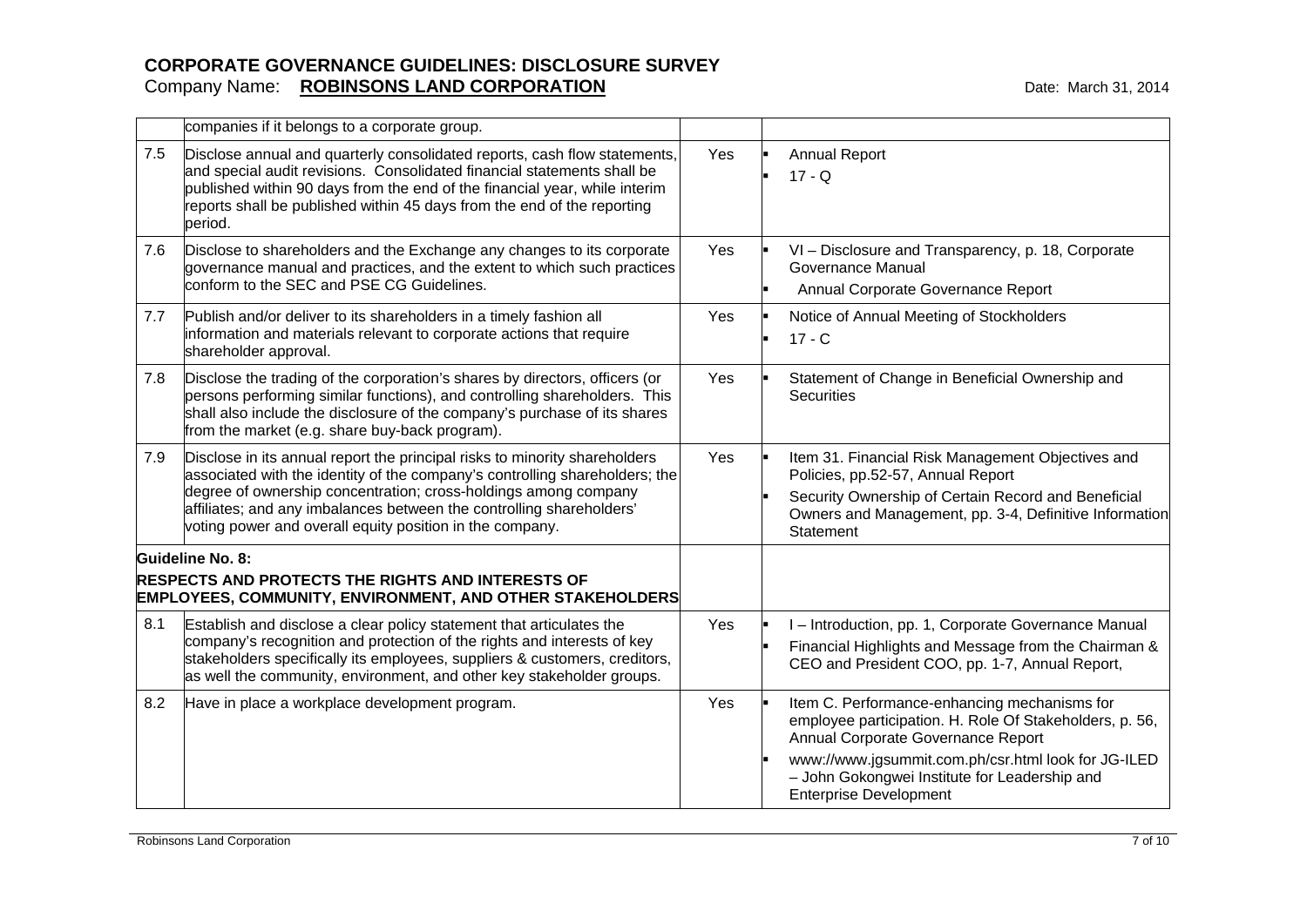# CORPORATE GOVERNANCE GUIDELINES: DISCLOSURE SURVEY

Company Name: **ROBINSONS LAND CORPORATION** Date: March 31, 2014

| | | | |
|---|---|---|---|
| | companies if it belongs to a corporate group. | | |
| 7.5 | Disclose annual and quarterly consolidated reports, cash flow statements, and special audit revisions. Consolidated financial statements shall be published within 90 days from the end of the financial year, while interim reports shall be published within 45 days from the end of the reporting period. | Yes | ▪ Annual Report<br>▪ 17 - Q |
| 7.6 | Disclose to shareholders and the Exchange any changes to its corporate governance manual and practices, and the extent to which such practices conform to the SEC and PSE CG Guidelines. | Yes | ▪ VI – Disclosure and Transparency, p. 18, Corporate Governance Manual<br>▪ Annual Corporate Governance Report |
| 7.7 | Publish and/or deliver to its shareholders in a timely fashion all information and materials relevant to corporate actions that require shareholder approval. | Yes | ▪ Notice of Annual Meeting of Stockholders<br>▪ 17 - C |
| 7.8 | Disclose the trading of the corporation's shares by directors, officers (or persons performing similar functions), and controlling shareholders. This shall also include the disclosure of the company's purchase of its shares from the market (e.g. share buy-back program). | Yes | ▪ Statement of Change in Beneficial Ownership and Securities |
| 7.9 | Disclose in its annual report the principal risks to minority shareholders associated with the identity of the company's controlling shareholders; the degree of ownership concentration; cross-holdings among company affiliates; and any imbalances between the controlling shareholders' voting power and overall equity position in the company. | Yes | ▪ Item 31. Financial Risk Management Objectives and Policies, pp.52-57, Annual Report<br>▪ Security Ownership of Certain Record and Beneficial Owners and Management, pp. 3-4, Definitive Information Statement |
| **Guideline No. 8:**<br>**RESPECTS AND PROTECTS THE RIGHTS AND INTERESTS OF EMPLOYEES, COMMUNITY, ENVIRONMENT, AND OTHER STAKEHOLDERS** | | | |
| 8.1 | Establish and disclose a clear policy statement that articulates the company's recognition and protection of the rights and interests of key stakeholders specifically its employees, suppliers & customers, creditors, as well the community, environment, and other key stakeholder groups. | Yes | ▪ I – Introduction, pp. 1, Corporate Governance Manual<br>▪ Financial Highlights and Message from the Chairman & CEO and President COO, pp. 1-7, Annual Report, |
| 8.2 | Have in place a workplace development program. | Yes | ▪ Item C. Performance-enhancing mechanisms for employee participation. H. Role Of Stakeholders, p. 56, Annual Corporate Governance Report<br>▪ www://www.jgsummit.com.ph/csr.html look for JG-ILED – John Gokongwei Institute for Leadership and Enterprise Development |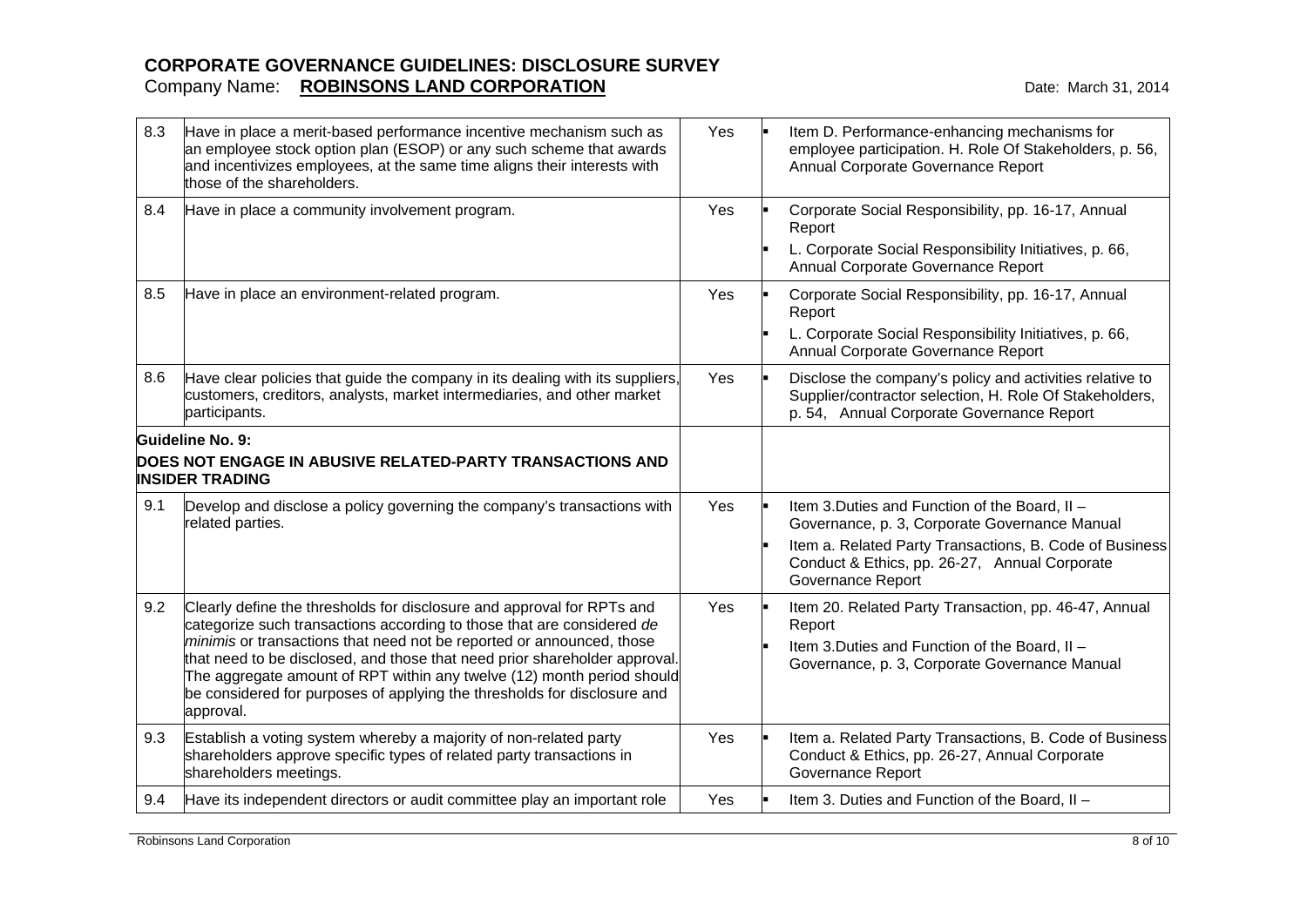| | | | |
|---|---|---|---|
| 8.3 | Have in place a merit-based performance incentive mechanism such as an employee stock option plan (ESOP) or any such scheme that awards and incentivizes employees, at the same time aligns their interests with those of the shareholders. | Yes | ▪ Item D. Performance-enhancing mechanisms for employee participation. H. Role Of Stakeholders, p. 56, Annual Corporate Governance Report |
| 8.4 | Have in place a community involvement program. | Yes | ▪ Corporate Social Responsibility, pp. 16-17, Annual Report<br>▪ L. Corporate Social Responsibility Initiatives, p. 66, Annual Corporate Governance Report |
| 8.5 | Have in place an environment-related program. | Yes | ▪ Corporate Social Responsibility, pp. 16-17, Annual Report<br>▪ L. Corporate Social Responsibility Initiatives, p. 66, Annual Corporate Governance Report |
| 8.6 | Have clear policies that guide the company in its dealing with its suppliers, customers, creditors, analysts, market intermediaries, and other market participants. | Yes | ▪ Disclose the company's policy and activities relative to Supplier/contractor selection, H. Role Of Stakeholders, p. 54, Annual Corporate Governance Report |
| | **Guideline No. 9:**<br>**DOES NOT ENGAGE IN ABUSIVE RELATED-PARTY TRANSACTIONS AND INSIDER TRADING** | | |
| 9.1 | Develop and disclose a policy governing the company's transactions with related parties. | Yes | ▪ Item 3.Duties and Function of the Board, II – Governance, p. 3, Corporate Governance Manual<br>▪ Item a. Related Party Transactions, B. Code of Business Conduct & Ethics, pp. 26-27, Annual Corporate Governance Report |
| 9.2 | Clearly define the thresholds for disclosure and approval for RPTs and categorize such transactions according to those that are considered *de minimis* or transactions that need not be reported or announced, those that need to be disclosed, and those that need prior shareholder approval. The aggregate amount of RPT within any twelve (12) month period should be considered for purposes of applying the thresholds for disclosure and approval. | Yes | ▪ Item 20. Related Party Transaction, pp. 46-47, Annual Report<br>▪ Item 3.Duties and Function of the Board, II – Governance, p. 3, Corporate Governance Manual |
| 9.3 | Establish a voting system whereby a majority of non-related party shareholders approve specific types of related party transactions in shareholders meetings. | Yes | ▪ Item a. Related Party Transactions, B. Code of Business Conduct & Ethics, pp. 26-27, Annual Corporate Governance Report |
| 9.4 | Have its independent directors or audit committee play an important role | Yes | ▪ Item 3. Duties and Function of the Board, II – |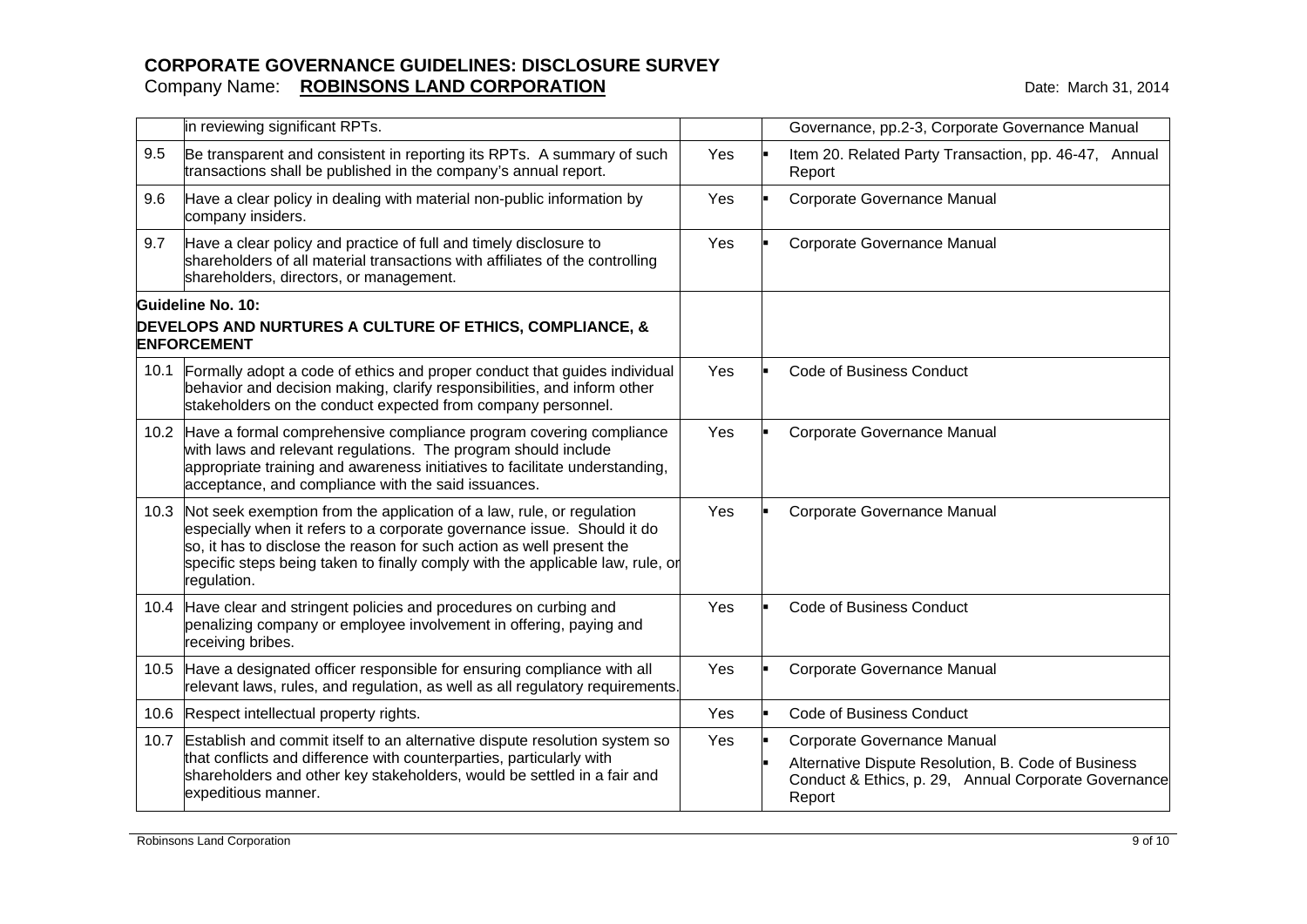# CORPORATE GOVERNANCE GUIDELINES: DISCLOSURE SURVEY

Company Name: **ROBINSONS LAND CORPORATION**

Date: March 31, 2014

| | | | |
|---|---|---|---|
| | in reviewing significant RPTs. | | Governance, pp.2-3, Corporate Governance Manual |
| 9.5 | Be transparent and consistent in reporting its RPTs. A summary of such transactions shall be published in the company's annual report. | Yes | ▪ Item 20. Related Party Transaction, pp. 46-47, Annual Report |
| 9.6 | Have a clear policy in dealing with material non-public information by company insiders. | Yes | ▪ Corporate Governance Manual |
| 9.7 | Have a clear policy and practice of full and timely disclosure to shareholders of all material transactions with affiliates of the controlling shareholders, directors, or management. | Yes | ▪ Corporate Governance Manual |
| **Guideline No. 10:** **DEVELOPS AND NURTURES A CULTURE OF ETHICS, COMPLIANCE, & ENFORCEMENT** | | | |
| 10.1 | Formally adopt a code of ethics and proper conduct that guides individual behavior and decision making, clarify responsibilities, and inform other stakeholders on the conduct expected from company personnel. | Yes | ▪ Code of Business Conduct |
| 10.2 | Have a formal comprehensive compliance program covering compliance with laws and relevant regulations. The program should include appropriate training and awareness initiatives to facilitate understanding, acceptance, and compliance with the said issuances. | Yes | ▪ Corporate Governance Manual |
| 10.3 | Not seek exemption from the application of a law, rule, or regulation especially when it refers to a corporate governance issue. Should it do so, it has to disclose the reason for such action as well present the specific steps being taken to finally comply with the applicable law, rule, or regulation. | Yes | ▪ Corporate Governance Manual |
| 10.4 | Have clear and stringent policies and procedures on curbing and penalizing company or employee involvement in offering, paying and receiving bribes. | Yes | ▪ Code of Business Conduct |
| 10.5 | Have a designated officer responsible for ensuring compliance with all relevant laws, rules, and regulation, as well as all regulatory requirements. | Yes | ▪ Corporate Governance Manual |
| 10.6 | Respect intellectual property rights. | Yes | ▪ Code of Business Conduct |
| 10.7 | Establish and commit itself to an alternative dispute resolution system so that conflicts and difference with counterparties, particularly with shareholders and other key stakeholders, would be settled in a fair and expeditious manner. | Yes | ▪ Corporate Governance Manual<br>▪ Alternative Dispute Resolution, B. Code of Business Conduct & Ethics, p. 29, Annual Corporate Governance Report |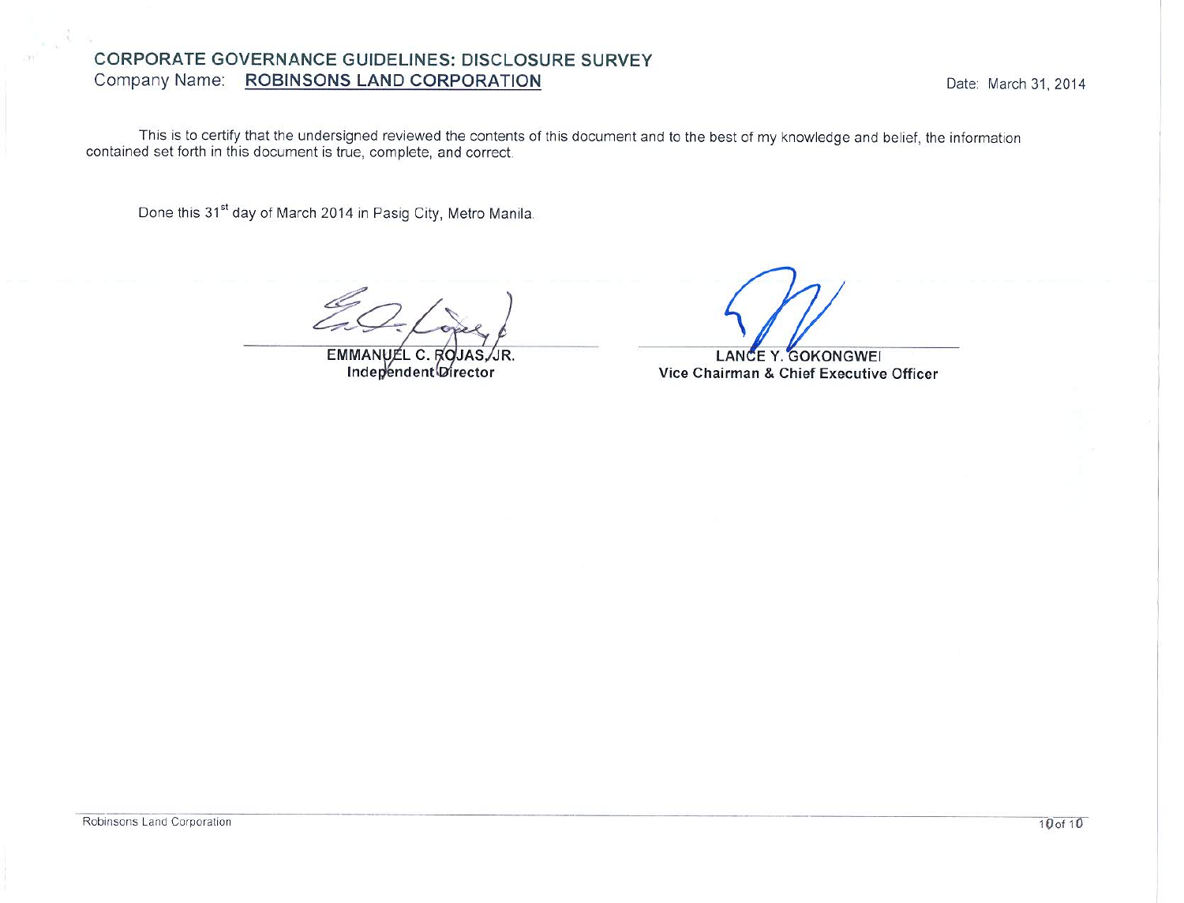## CORPORATE GOVERNANCE GUIDELINES: DISCLOSURE SURVEY

Company Name: **ROBINSONS LAND CORPORATION**

Date: March 31, 2014

This is to certify that the undersigned reviewed the contents of this document and to the best of my knowledge and belief, the information contained set forth in this document is true, complete, and correct.

Done this 31st day of March 2014 in Pasig City, Metro Manila.

| | |
|---|---|
| **EMMANUEL C. ROJAS, JR.** | **LANCE Y. GOKONGWEI** |
| **Independent Director** | **Vice Chairman & Chief Executive Officer** |